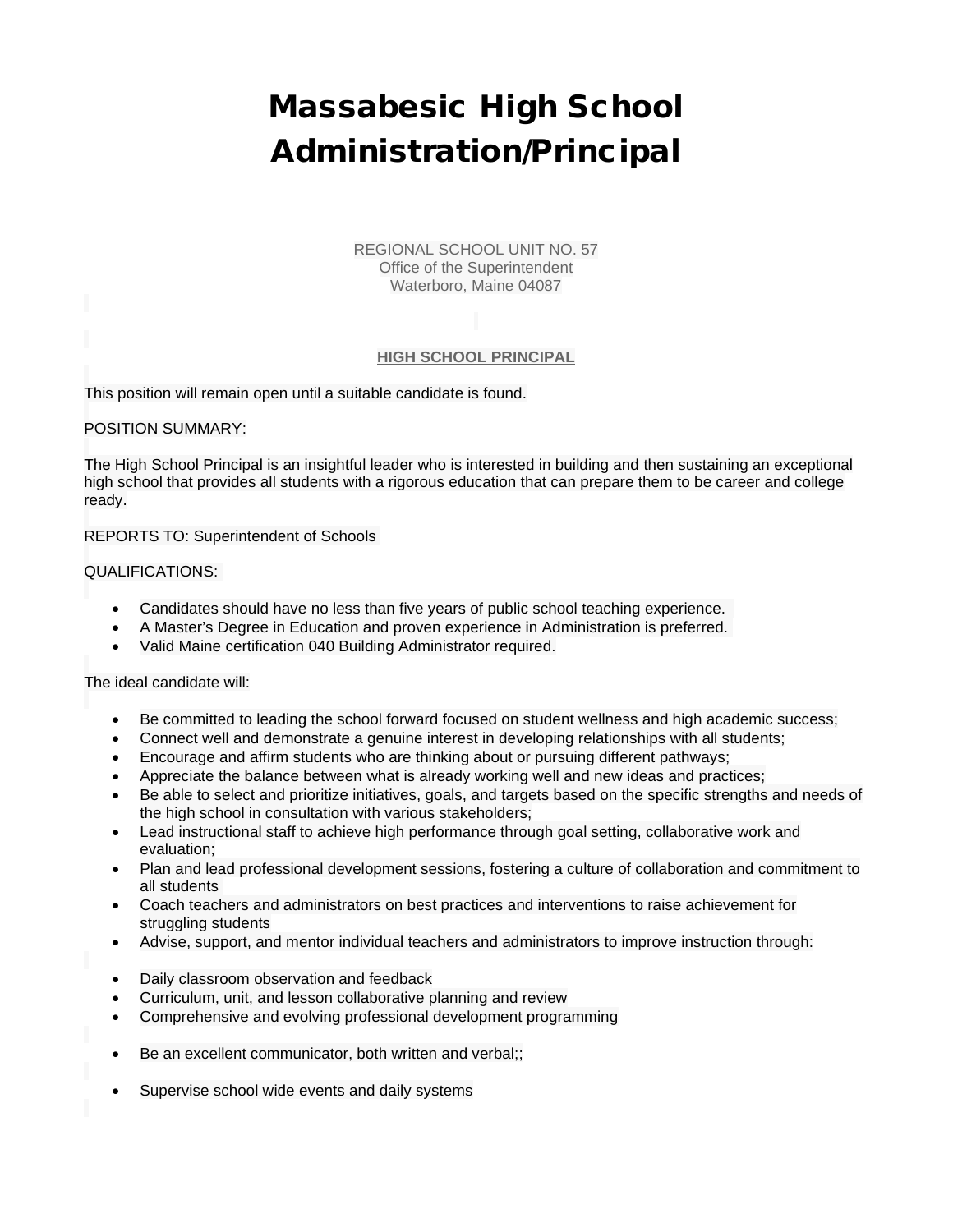# Massabesic High School Administration/Principal

REGIONAL SCHOOL UNIT NO. 57
Office of the Superintendent
Waterboro, Maine 04087

**HIGH SCHOOL PRINCIPAL**

This position will remain open until a suitable candidate is found.

POSITION SUMMARY:

The High School Principal is an insightful leader who is interested in building and then sustaining an exceptional high school that provides all students with a rigorous education that can prepare them to be career and college ready.

REPORTS TO: Superintendent of Schools

QUALIFICATIONS:

- Candidates should have no less than five years of public school teaching experience.
- A Master's Degree in Education and proven experience in Administration is preferred.
- Valid Maine certification 040 Building Administrator required.

The ideal candidate will:

- Be committed to leading the school forward focused on student wellness and high academic success;
- Connect well and demonstrate a genuine interest in developing relationships with all students;
- Encourage and affirm students who are thinking about or pursuing different pathways;
- Appreciate the balance between what is already working well and new ideas and practices;
- Be able to select and prioritize initiatives, goals, and targets based on the specific strengths and needs of the high school in consultation with various stakeholders;
- Lead instructional staff to achieve high performance through goal setting, collaborative work and evaluation;
- Plan and lead professional development sessions, fostering a culture of collaboration and commitment to all students
- Coach teachers and administrators on best practices and interventions to raise achievement for struggling students
- Advise, support, and mentor individual teachers and administrators to improve instruction through:

- Daily classroom observation and feedback
- Curriculum, unit, and lesson collaborative planning and review
- Comprehensive and evolving professional development programming

- Be an excellent communicator, both written and verbal;;

- Supervise school wide events and daily systems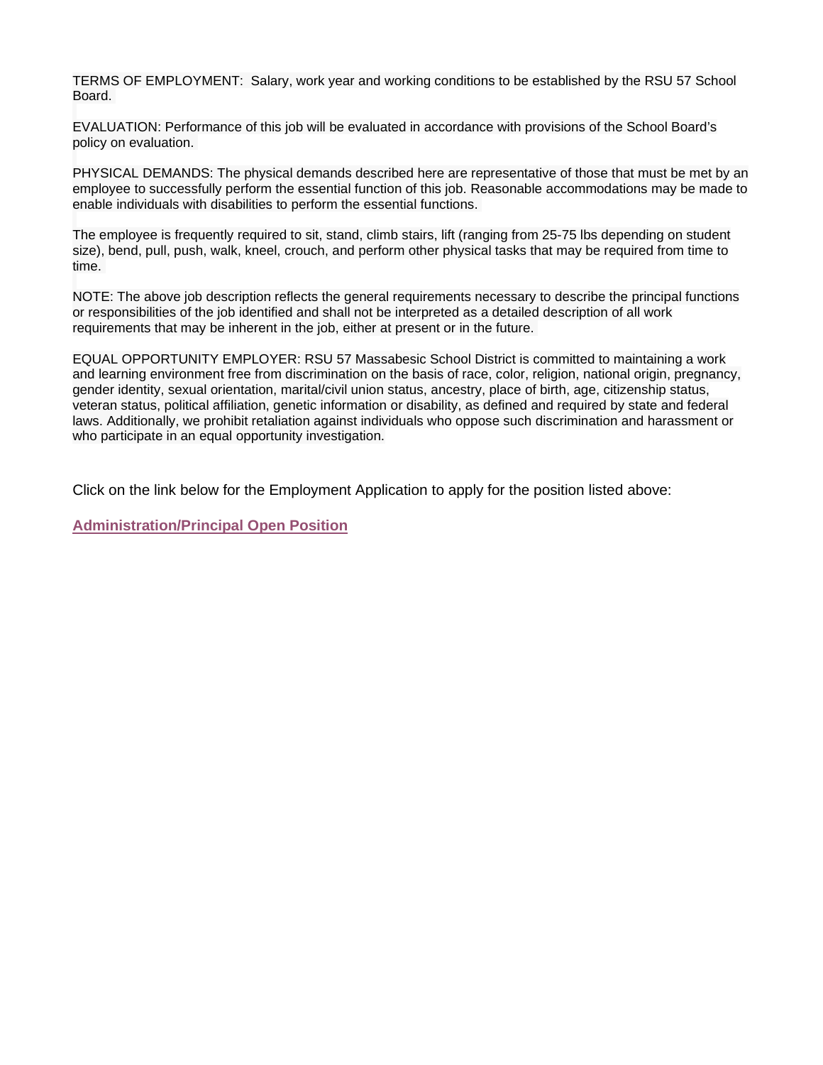TERMS OF EMPLOYMENT: Salary, work year and working conditions to be established by the RSU 57 School Board.

EVALUATION: Performance of this job will be evaluated in accordance with provisions of the School Board's policy on evaluation.

PHYSICAL DEMANDS: The physical demands described here are representative of those that must be met by an employee to successfully perform the essential function of this job. Reasonable accommodations may be made to enable individuals with disabilities to perform the essential functions.

The employee is frequently required to sit, stand, climb stairs, lift (ranging from 25-75 lbs depending on student size), bend, pull, push, walk, kneel, crouch, and perform other physical tasks that may be required from time to time.

NOTE: The above job description reflects the general requirements necessary to describe the principal functions or responsibilities of the job identified and shall not be interpreted as a detailed description of all work requirements that may be inherent in the job, either at present or in the future.

EQUAL OPPORTUNITY EMPLOYER: RSU 57 Massabesic School District is committed to maintaining a work and learning environment free from discrimination on the basis of race, color, religion, national origin, pregnancy, gender identity, sexual orientation, marital/civil union status, ancestry, place of birth, age, citizenship status, veteran status, political affiliation, genetic information or disability, as defined and required by state and federal laws. Additionally, we prohibit retaliation against individuals who oppose such discrimination and harassment or who participate in an equal opportunity investigation.

Click on the link below for the Employment Application to apply for the position listed above:

**Administration/Principal Open Position**